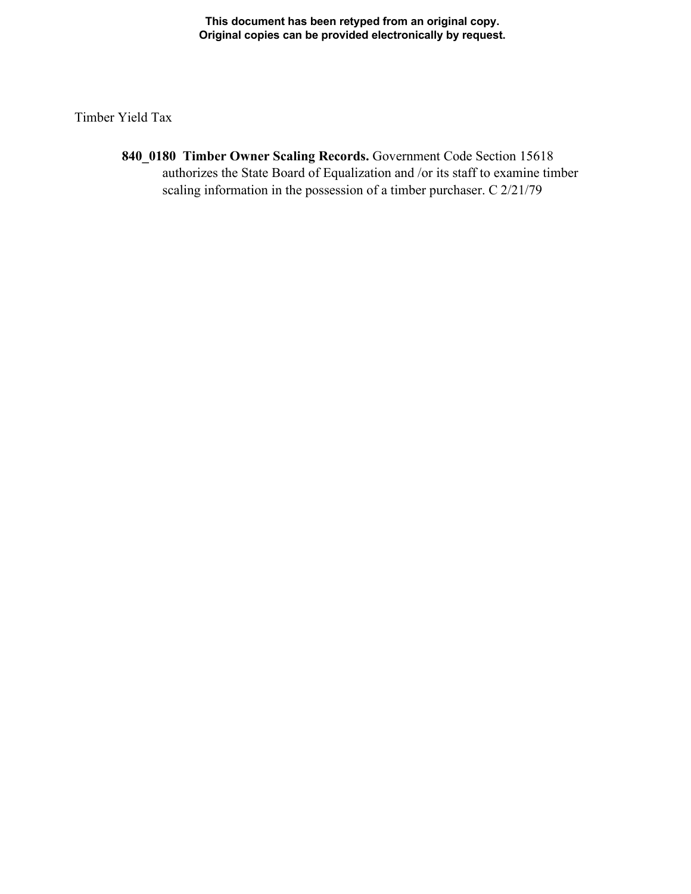**This document has been retyped from an original copy.**
**Original copies can be provided electronically by request.**

Timber Yield Tax

**840_0180 Timber Owner Scaling Records.** Government Code Section 15618 authorizes the State Board of Equalization and /or its staff to examine timber scaling information in the possession of a timber purchaser. C 2/21/79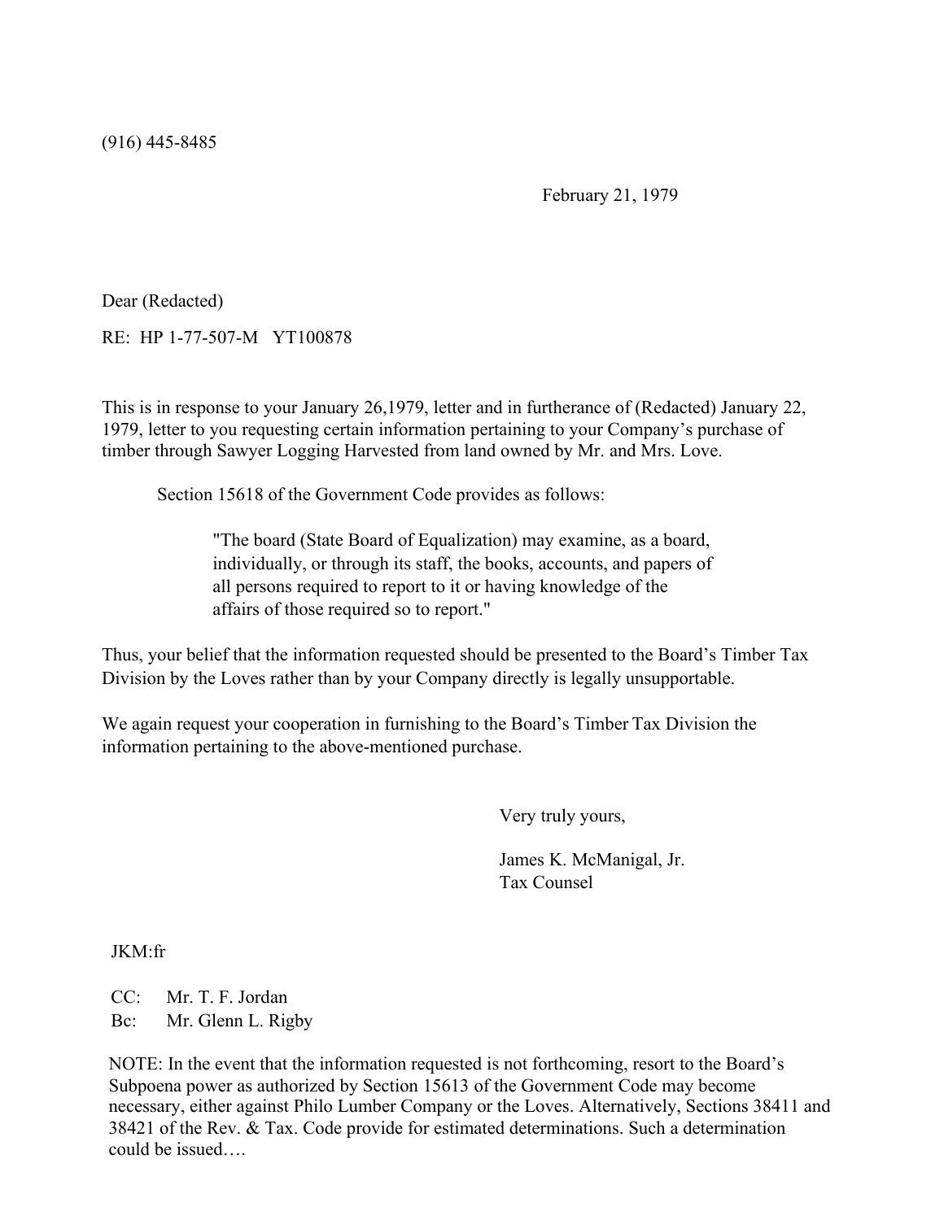(916) 445-8485

February 21, 1979

Dear (Redacted)

RE: HP 1-77-507-M YT100878

This is in response to your January 26,1979, letter and in furtherance of (Redacted) January 22, 1979, letter to you requesting certain information pertaining to your Company's purchase of timber through Sawyer Logging Harvested from land owned by Mr. and Mrs. Love.

Section 15618 of the Government Code provides as follows:

> "The board (State Board of Equalization) may examine, as a board, individually, or through its staff, the books, accounts, and papers of all persons required to report to it or having knowledge of the affairs of those required so to report."

Thus, your belief that the information requested should be presented to the Board's Timber Tax Division by the Loves rather than by your Company directly is legally unsupportable.

We again request your cooperation in furnishing to the Board's Timber Tax Division the information pertaining to the above-mentioned purchase.

Very truly yours,

James K. McManigal, Jr.
Tax Counsel

JKM:fr

CC: Mr. T. F. Jordan
Bc: Mr. Glenn L. Rigby

NOTE: In the event that the information requested is not forthcoming, resort to the Board's Subpoena power as authorized by Section 15613 of the Government Code may become necessary, either against Philo Lumber Company or the Loves. Alternatively, Sections 38411 and 38421 of the Rev. & Tax. Code provide for estimated determinations. Such a determination could be issued….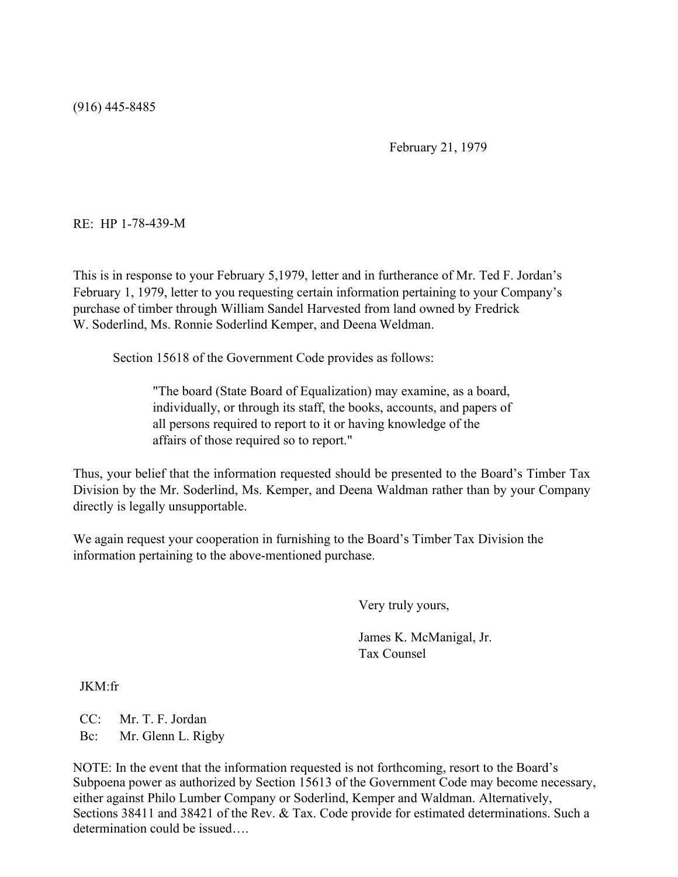(916) 445-8485

February 21, 1979

RE: HP 1-78-439-M

This is in response to your February 5,1979, letter and in furtherance of Mr. Ted F. Jordan's February 1, 1979, letter to you requesting certain information pertaining to your Company's purchase of timber through William Sandel Harvested from land owned by Fredrick W. Soderlind, Ms. Ronnie Soderlind Kemper, and Deena Weldman.

Section 15618 of the Government Code provides as follows:

> "The board (State Board of Equalization) may examine, as a board, individually, or through its staff, the books, accounts, and papers of all persons required to report to it or having knowledge of the affairs of those required so to report."

Thus, your belief that the information requested should be presented to the Board's Timber Tax Division by the Mr. Soderlind, Ms. Kemper, and Deena Waldman rather than by your Company directly is legally unsupportable.

We again request your cooperation in furnishing to the Board's Timber Tax Division the information pertaining to the above-mentioned purchase.

Very truly yours,

James K. McManigal, Jr.
Tax Counsel

JKM:fr

CC: Mr. T. F. Jordan
Bc: Mr. Glenn L. Rigby

NOTE: In the event that the information requested is not forthcoming, resort to the Board's Subpoena power as authorized by Section 15613 of the Government Code may become necessary, either against Philo Lumber Company or Soderlind, Kemper and Waldman. Alternatively, Sections 38411 and 38421 of the Rev. & Tax. Code provide for estimated determinations. Such a determination could be issued….